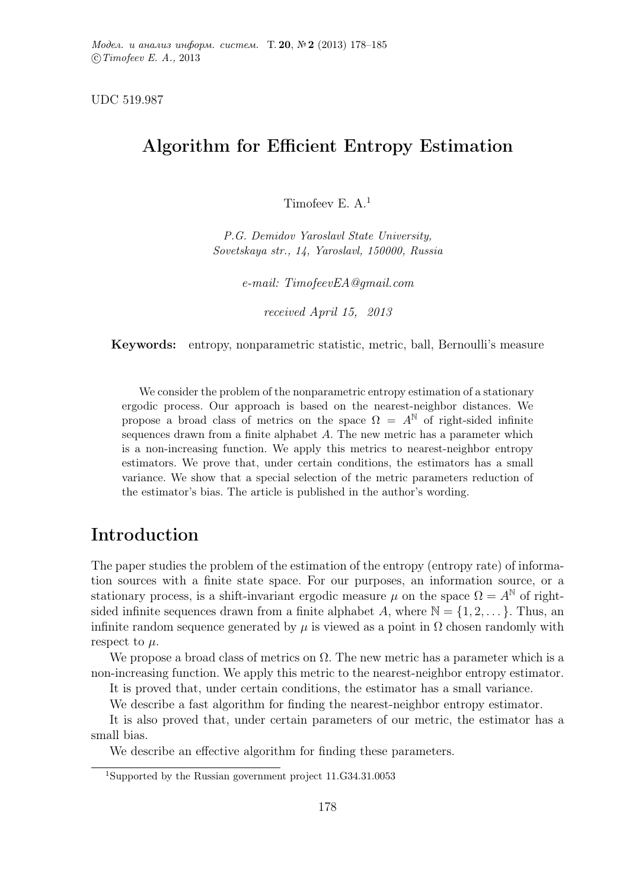UDC 519.987

# Algorithm for Efficient Entropy Estimation

Timofeev E. A.[1]

*P.G. Demidov Yaroslavl State University,*
*Sovetskaya str., 14, Yaroslavl, 150000, Russia*

*e-mail: TimofeevEA@gmail.com*

*received April 15, 2013*

**Keywords:** entropy, nonparametric statistic, metric, ball, Bernoulli's measure

We consider the problem of the nonparametric entropy estimation of a stationary ergodic process. Our approach is based on the nearest-neighbor distances. We propose a broad class of metrics on the space $\Omega = A^{\mathbb{N}}$ of right-sided infinite sequences drawn from a finite alphabet $A$. The new metric has a parameter which is a non-increasing function. We apply this metrics to nearest-neighbor entropy estimators. We prove that, under certain conditions, the estimators has a small variance. We show that a special selection of the metric parameters reduction of the estimator's bias. The article is published in the author's wording.

## Introduction

The paper studies the problem of the estimation of the entropy (entropy rate) of information sources with a finite state space. For our purposes, an information source, or a stationary process, is a shift-invariant ergodic measure $\mu$ on the space $\Omega = A^{\mathbb{N}}$ of right-sided infinite sequences drawn from a finite alphabet $A$, where $\mathbb{N} = \{1, 2, \dots\}$. Thus, an infinite random sequence generated by $\mu$ is viewed as a point in $\Omega$ chosen randomly with respect to $\mu$.

We propose a broad class of metrics on $\Omega$. The new metric has a parameter which is a non-increasing function. We apply this metric to the nearest-neighbor entropy estimator.

It is proved that, under certain conditions, the estimator has a small variance.

We describe a fast algorithm for finding the nearest-neighbor entropy estimator.

It is also proved that, under certain parameters of our metric, the estimator has a small bias.

We describe an effective algorithm for finding these parameters.

[1] Supported by the Russian government project 11.G34.31.0053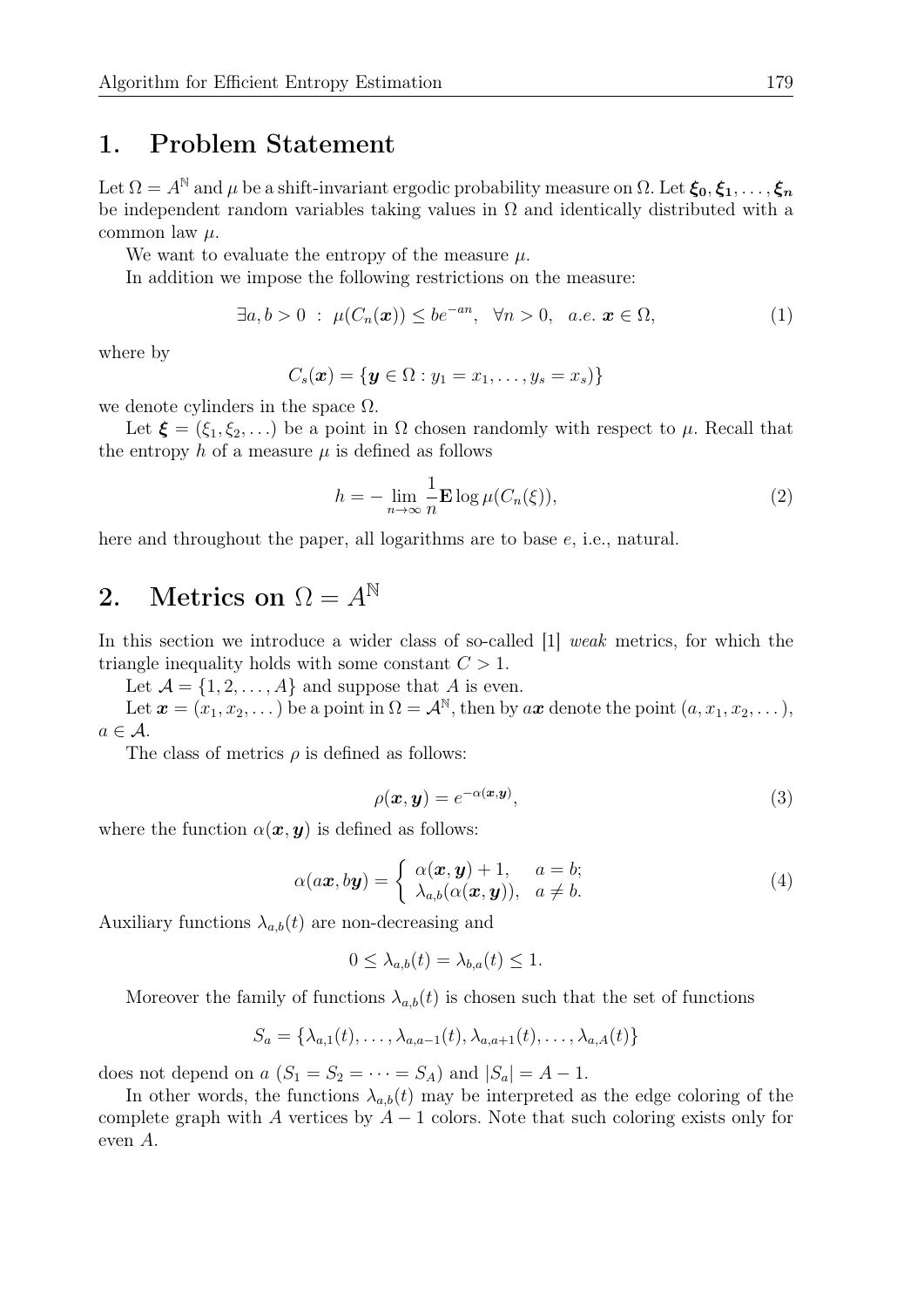# 1. Problem Statement

Let $\Omega = A^{\mathbb{N}}$ and $\mu$ be a shift-invariant ergodic probability measure on $\Omega$. Let $\boldsymbol{\xi_0}, \boldsymbol{\xi_1}, \ldots, \boldsymbol{\xi_n}$ be independent random variables taking values in $\Omega$ and identically distributed with a common law $\mu$.

We want to evaluate the entropy of the measure $\mu$.

In addition we impose the following restrictions on the measure:

$$\exists a, b > 0 \ : \ \mu(C_n(\boldsymbol{x})) \leq be^{-an}, \quad \forall n > 0, \quad a.e. \ \boldsymbol{x} \in \Omega, \tag{1}$$

where by

$$C_s(\boldsymbol{x}) = \{\boldsymbol{y} \in \Omega : y_1 = x_1, \ldots, y_s = x_s)\}$$

we denote cylinders in the space $\Omega$.

Let $\boldsymbol{\xi} = (\xi_1, \xi_2, \ldots)$ be a point in $\Omega$ chosen randomly with respect to $\mu$. Recall that the entropy $h$ of a measure $\mu$ is defined as follows

$$h = -\lim_{n\to\infty} \frac{1}{n} \mathbf{E} \log \mu(C_n(\xi)), \tag{2}$$

here and throughout the paper, all logarithms are to base $e$, i.e., natural.

# 2. Metrics on $\Omega = A^{\mathbb{N}}$

In this section we introduce a wider class of so-called [1] *weak* metrics, for which the triangle inequality holds with some constant $C > 1$.

Let $\mathcal{A} = \{1, 2, \ldots, A\}$ and suppose that $A$ is even.

Let $\boldsymbol{x} = (x_1, x_2, \ldots)$ be a point in $\Omega = \mathcal{A}^{\mathbb{N}}$, then by $a\boldsymbol{x}$ denote the point $(a, x_1, x_2, \ldots)$, $a \in \mathcal{A}$.

The class of metrics $\rho$ is defined as follows:

$$\rho(\boldsymbol{x}, \boldsymbol{y}) = e^{-\alpha(\boldsymbol{x}, \boldsymbol{y})}, \tag{3}$$

where the function $\alpha(\boldsymbol{x}, \boldsymbol{y})$ is defined as follows:

$$\alpha(a\boldsymbol{x}, b\boldsymbol{y}) = \begin{cases} \alpha(\boldsymbol{x}, \boldsymbol{y}) + 1, & a = b; \\ \lambda_{a,b}(\alpha(\boldsymbol{x}, \boldsymbol{y})), & a \neq b. \end{cases} \tag{4}$$

Auxiliary functions $\lambda_{a,b}(t)$ are non-decreasing and

$$0 \leq \lambda_{a,b}(t) = \lambda_{b,a}(t) \leq 1.$$

Moreover the family of functions $\lambda_{a,b}(t)$ is chosen such that the set of functions

$$S_a = \{\lambda_{a,1}(t), \ldots, \lambda_{a,a-1}(t), \lambda_{a,a+1}(t), \ldots, \lambda_{a,A}(t)\}$$

does not depend on $a$ ($S_1 = S_2 = \cdots = S_A$) and $|S_a| = A - 1$.

In other words, the functions $\lambda_{a,b}(t)$ may be interpreted as the edge coloring of the complete graph with $A$ vertices by $A - 1$ colors. Note that such coloring exists only for even $A$.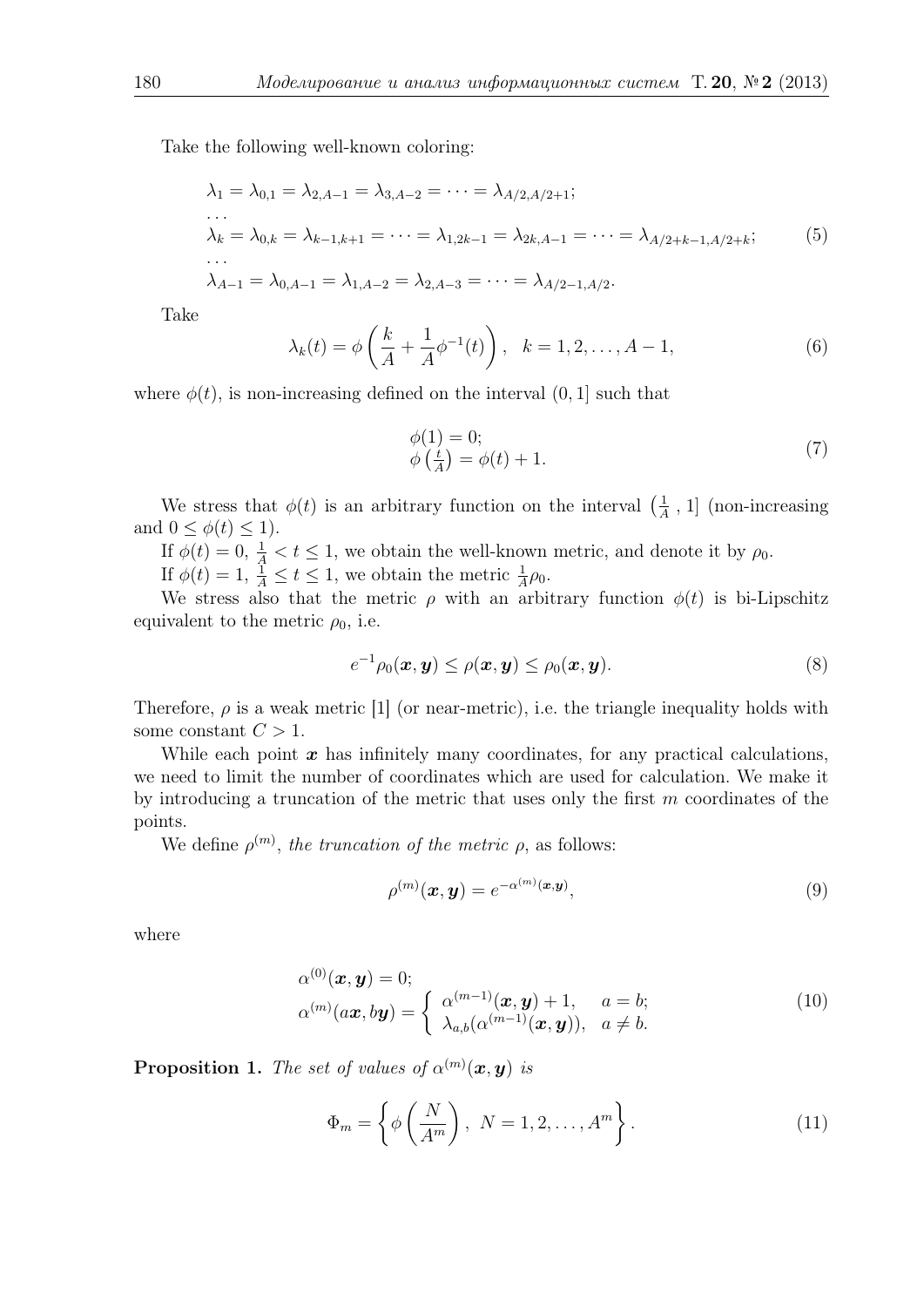Take the following well-known coloring:

$$
\begin{aligned}
&\lambda_1 = \lambda_{0,1} = \lambda_{2,A-1} = \lambda_{3,A-2} = \cdots = \lambda_{A/2,A/2+1};\\
&\ldots\\
&\lambda_k = \lambda_{0,k} = \lambda_{k-1,k+1} = \cdots = \lambda_{1,2k-1} = \lambda_{2k,A-1} = \cdots = \lambda_{A/2+k-1,A/2+k};\\
&\ldots\\
&\lambda_{A-1} = \lambda_{0,A-1} = \lambda_{1,A-2} = \lambda_{2,A-3} = \cdots = \lambda_{A/2-1,A/2}.
\end{aligned}
\tag{5}
$$

Take

$$
\lambda_k(t) = \phi\left(\frac{k}{A} + \frac{1}{A}\phi^{-1}(t)\right), \quad k = 1, 2, \ldots, A-1, \tag{6}
$$

where $\phi(t)$, is non-increasing defined on the interval $(0, 1]$ such that

$$
\begin{aligned}
&\phi(1) = 0;\\
&\phi\left(\frac{t}{A}\right) = \phi(t) + 1.
\end{aligned}
\tag{7}
$$

We stress that $\phi(t)$ is an arbitrary function on the interval $\left(\frac{1}{A}\,, 1\right]$ (non-increasing and $0 \le \phi(t) \le 1$).

If $\phi(t) = 0$, $\frac{1}{A} < t \le 1$, we obtain the well-known metric, and denote it by $\rho_0$.

If $\phi(t) = 1$, $\frac{1}{A} \le t \le 1$, we obtain the metric $\frac{1}{A}\rho_0$.

We stress also that the metric $\rho$ with an arbitrary function $\phi(t)$ is bi-Lipschitz equivalent to the metric $\rho_0$, i.e.

$$
e^{-1}\rho_0(\boldsymbol{x}, \boldsymbol{y}) \le \rho(\boldsymbol{x}, \boldsymbol{y}) \le \rho_0(\boldsymbol{x}, \boldsymbol{y}). \tag{8}
$$

Therefore, $\rho$ is a weak metric [1] (or near-metric), i.e. the triangle inequality holds with some constant $C > 1$.

While each point $\boldsymbol{x}$ has infinitely many coordinates, for any practical calculations, we need to limit the number of coordinates which are used for calculation. We make it by introducing a truncation of the metric that uses only the first $m$ coordinates of the points.

We define $\rho^{(m)}$, *the truncation of the metric* $\rho$, as follows:

$$
\rho^{(m)}(\boldsymbol{x}, \boldsymbol{y}) = e^{-\alpha^{(m)}(\boldsymbol{x}, \boldsymbol{y})}, \tag{9}
$$

where

$$
\begin{aligned}
&\alpha^{(0)}(\boldsymbol{x}, \boldsymbol{y}) = 0;\\
&\alpha^{(m)}(a\boldsymbol{x}, b\boldsymbol{y}) = \begin{cases} \alpha^{(m-1)}(\boldsymbol{x}, \boldsymbol{y}) + 1, & a = b;\\ \lambda_{a,b}(\alpha^{(m-1)}(\boldsymbol{x}, \boldsymbol{y})), & a \ne b. \end{cases}
\end{aligned}
\tag{10}
$$

**Proposition 1.** *The set of values of* $\alpha^{(m)}(\boldsymbol{x}, \boldsymbol{y})$ *is*

$$
\Phi_m = \left\{\phi\left(\frac{N}{A^m}\right),\ N = 1, 2, \ldots, A^m\right\}. \tag{11}
$$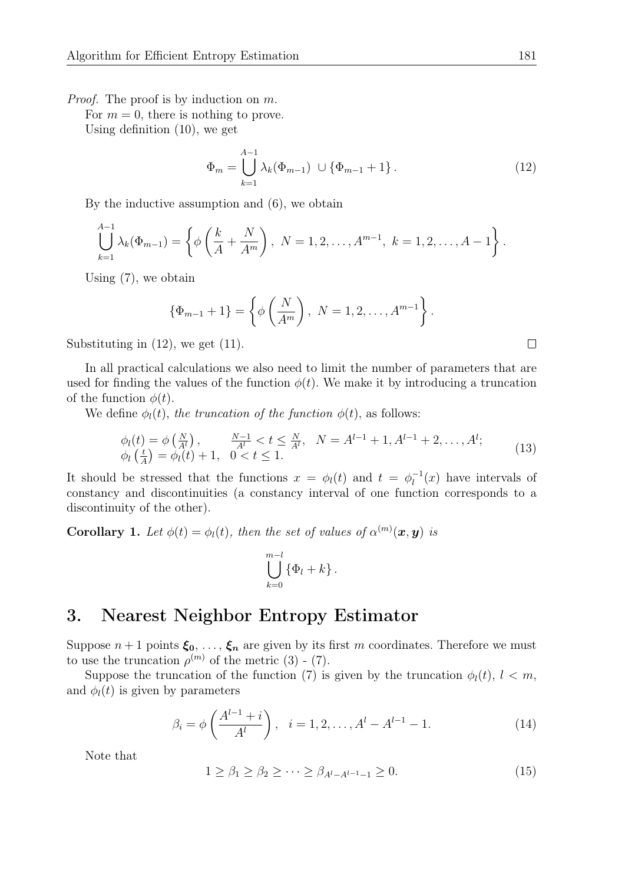*Proof.* The proof is by induction on $m$.

For $m = 0$, there is nothing to prove.

Using definition (10), we get

$$\Phi_m = \bigcup_{k=1}^{A-1} \lambda_k(\Phi_{m-1}) \cup \{\Phi_{m-1} + 1\}. \tag{12}$$

By the inductive assumption and (6), we obtain

$$\bigcup_{k=1}^{A-1} \lambda_k(\Phi_{m-1}) = \left\{ \phi\left(\frac{k}{A} + \frac{N}{A^m}\right),\ N = 1, 2, \ldots, A^{m-1},\ k = 1, 2, \ldots, A-1 \right\}.$$

Using (7), we obtain

$$\{\Phi_{m-1} + 1\} = \left\{ \phi\left(\frac{N}{A^m}\right),\ N = 1, 2, \ldots, A^{m-1} \right\}.$$

Substituting in (12), we get (11). $\square$

In all practical calculations we also need to limit the number of parameters that are used for finding the values of the function $\phi(t)$. We make it by introducing a truncation of the function $\phi(t)$.

We define $\phi_l(t)$, *the truncation of the function* $\phi(t)$, as follows:

$$\begin{array}{ll} \phi_l(t) = \phi\left(\frac{N}{A^l}\right), & \frac{N-1}{A^l} < t \le \frac{N}{A^l}, \quad N = A^{l-1} + 1, A^{l-1} + 2, \ldots, A^l; \\ \phi_l\left(\frac{t}{A}\right) = \phi_l(t) + 1, & 0 < t \le 1. \end{array} \tag{13}$$

It should be stressed that the functions $x = \phi_l(t)$ and $t = \phi_l^{-1}(x)$ have intervals of constancy and discontinuities (a constancy interval of one function corresponds to a discontinuity of the other).

**Corollary 1.** *Let $\phi(t) = \phi_l(t)$, then the set of values of $\alpha^{(m)}(\boldsymbol{x}, \boldsymbol{y})$ is*

$$\bigcup_{k=0}^{m-l} \{\Phi_l + k\}.$$

## 3. Nearest Neighbor Entropy Estimator

Suppose $n+1$ points $\boldsymbol{\xi_0}, \ldots, \boldsymbol{\xi_n}$ are given by its first $m$ coordinates. Therefore we must to use the truncation $\rho^{(m)}$ of the metric (3) - (7).

Suppose the truncation of the function (7) is given by the truncation $\phi_l(t)$, $l < m$, and $\phi_l(t)$ is given by parameters

$$\beta_i = \phi\left(\frac{A^{l-1} + i}{A^l}\right), \quad i = 1, 2, \ldots, A^l - A^{l-1} - 1. \tag{14}$$

Note that

$$1 \ge \beta_1 \ge \beta_2 \ge \cdots \ge \beta_{A^l - A^{l-1} - 1} \ge 0. \tag{15}$$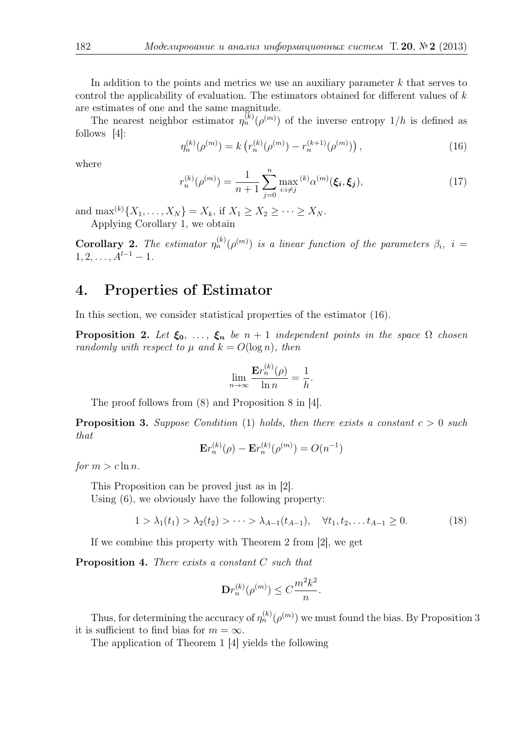In addition to the points and metrics we use an auxiliary parameter $k$ that serves to control the applicability of evaluation. The estimators obtained for different values of $k$ are estimates of one and the same magnitude.

The nearest neighbor estimator $\eta_n^{(k)}(\rho^{(m)})$ of the inverse entropy $1/h$ is defined as follows [4]:

$$\eta_n^{(k)}(\rho^{(m)}) = k\left(r_n^{(k)}(\rho^{(m)}) - r_n^{(k+1)}(\rho^{(m)})\right), \tag{16}$$

where

$$r_n^{(k)}(\rho^{(m)}) = \frac{1}{n+1}\sum_{j=0}^{n} \max_{i:i\neq j}{}^{(k)} \alpha^{(m)}(\boldsymbol{\xi_i}, \boldsymbol{\xi_j}), \tag{17}$$

and $\max^{(k)}\{X_1, \dots, X_N\} = X_k$, if $X_1 \geq X_2 \geq \dots \geq X_N$.

Applying Corollary 1, we obtain

**Corollary 2.** *The estimator $\eta_n^{(k)}(\rho^{(m)})$ is a linear function of the parameters $\beta_i$, $i = 1, 2, \dots, A^{l-1} - 1$.*

# 4. Properties of Estimator

In this section, we consider statistical properties of the estimator (16).

**Proposition 2.** *Let $\boldsymbol{\xi_0}, \dots, \boldsymbol{\xi_n}$ be $n+1$ independent points in the space $\Omega$ chosen randomly with respect to $\mu$ and $k = O(\log n)$, then*

$$\lim_{n\to\infty} \frac{\mathbf{E} r_n^{(k)}(\rho)}{\ln n} = \frac{1}{h}.$$

The proof follows from (8) and Proposition 8 in [4].

**Proposition 3.** *Suppose Condition* (1) *holds, then there exists a constant $c > 0$ such that*

$$\mathbf{E} r_n^{(k)}(\rho) - \mathbf{E} r_n^{(k)}(\rho^{(m)}) = O(n^{-1})$$

*for $m > c \ln n$.*

This Proposition can be proved just as in [2].

Using (6), we obviously have the following property:

$$1 > \lambda_1(t_1) > \lambda_2(t_2) > \dots > \lambda_{A-1}(t_{A-1}), \quad \forall t_1, t_2, \dots t_{A-1} \geq 0. \tag{18}$$

If we combine this property with Theorem 2 from [2], we get

**Proposition 4.** *There exists a constant $C$ such that*

$$\mathbf{D} r_n^{(k)}(\rho^{(m)}) \leq C \frac{m^2 k^2}{n}.$$

Thus, for determining the accuracy of $\eta_n^{(k)}(\rho^{(m)})$ we must found the bias. By Proposition 3 it is sufficient to find bias for $m = \infty$.

The application of Theorem 1 [4] yields the following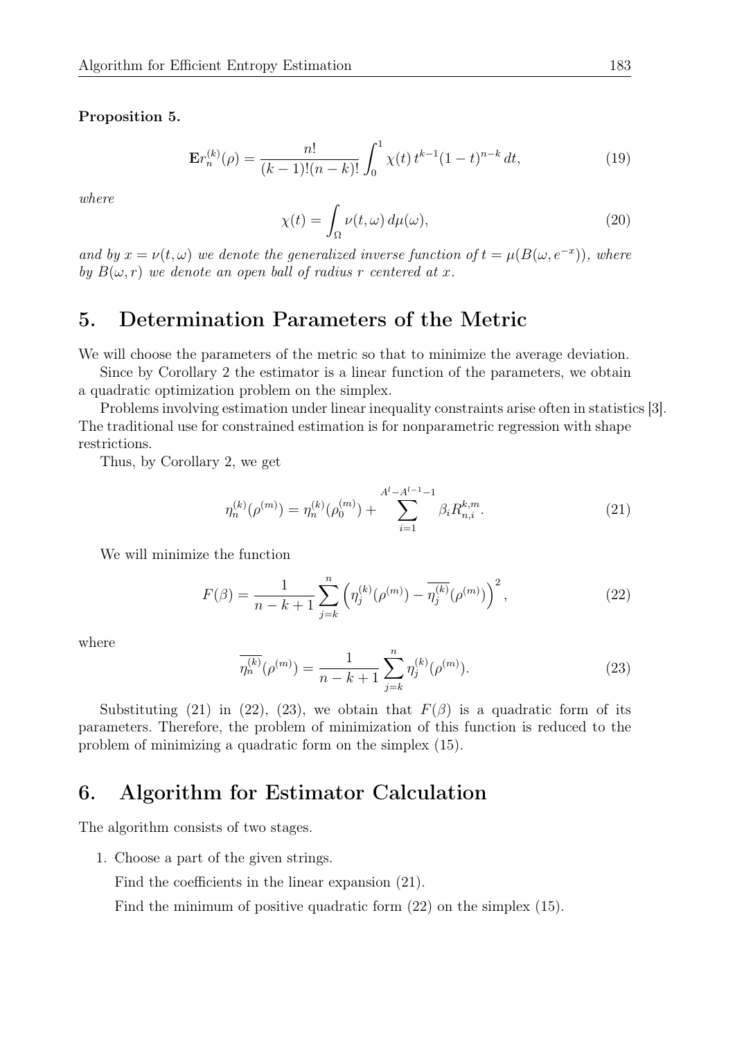**Proposition 5.**

$$\mathbf{E}r_n^{(k)}(\rho) = \frac{n!}{(k-1)!(n-k)!} \int_0^1 \chi(t)\, t^{k-1}(1-t)^{n-k}\, dt, \tag{19}$$

*where*

$$\chi(t) = \int_\Omega \nu(t,\omega)\, d\mu(\omega), \tag{20}$$

*and by* $x = \nu(t,\omega)$ *we denote the generalized inverse function of* $t = \mu(B(\omega, e^{-x}))$*, where by* $B(\omega, r)$ *we denote an open ball of radius* $r$ *centered at* $x$*.*

## 5. Determination Parameters of the Metric

We will choose the parameters of the metric so that to minimize the average deviation.

Since by Corollary 2 the estimator is a linear function of the parameters, we obtain a quadratic optimization problem on the simplex.

Problems involving estimation under linear inequality constraints arise often in statistics [3]. The traditional use for constrained estimation is for nonparametric regression with shape restrictions.

Thus, by Corollary 2, we get

$$\eta_n^{(k)}(\rho^{(m)}) = \eta_n^{(k)}(\rho_0^{(m)}) + \sum_{i=1}^{A^l - A^{l-1} - 1} \beta_i R_{n,i}^{k,m}. \tag{21}$$

We will minimize the function

$$F(\beta) = \frac{1}{n-k+1} \sum_{j=k}^{n} \left( \eta_j^{(k)}(\rho^{(m)}) - \overline{\eta_j^{(k)}}(\rho^{(m)}) \right)^2, \tag{22}$$

where

$$\overline{\eta_n^{(k)}}(\rho^{(m)}) = \frac{1}{n-k+1} \sum_{j=k}^{n} \eta_j^{(k)}(\rho^{(m)}). \tag{23}$$

Substituting (21) in (22), (23), we obtain that $F(\beta)$ is a quadratic form of its parameters. Therefore, the problem of minimization of this function is reduced to the problem of minimizing a quadratic form on the simplex (15).

## 6. Algorithm for Estimator Calculation

The algorithm consists of two stages.

1. Choose a part of the given strings.

   Find the coefficients in the linear expansion (21).

   Find the minimum of positive quadratic form (22) on the simplex (15).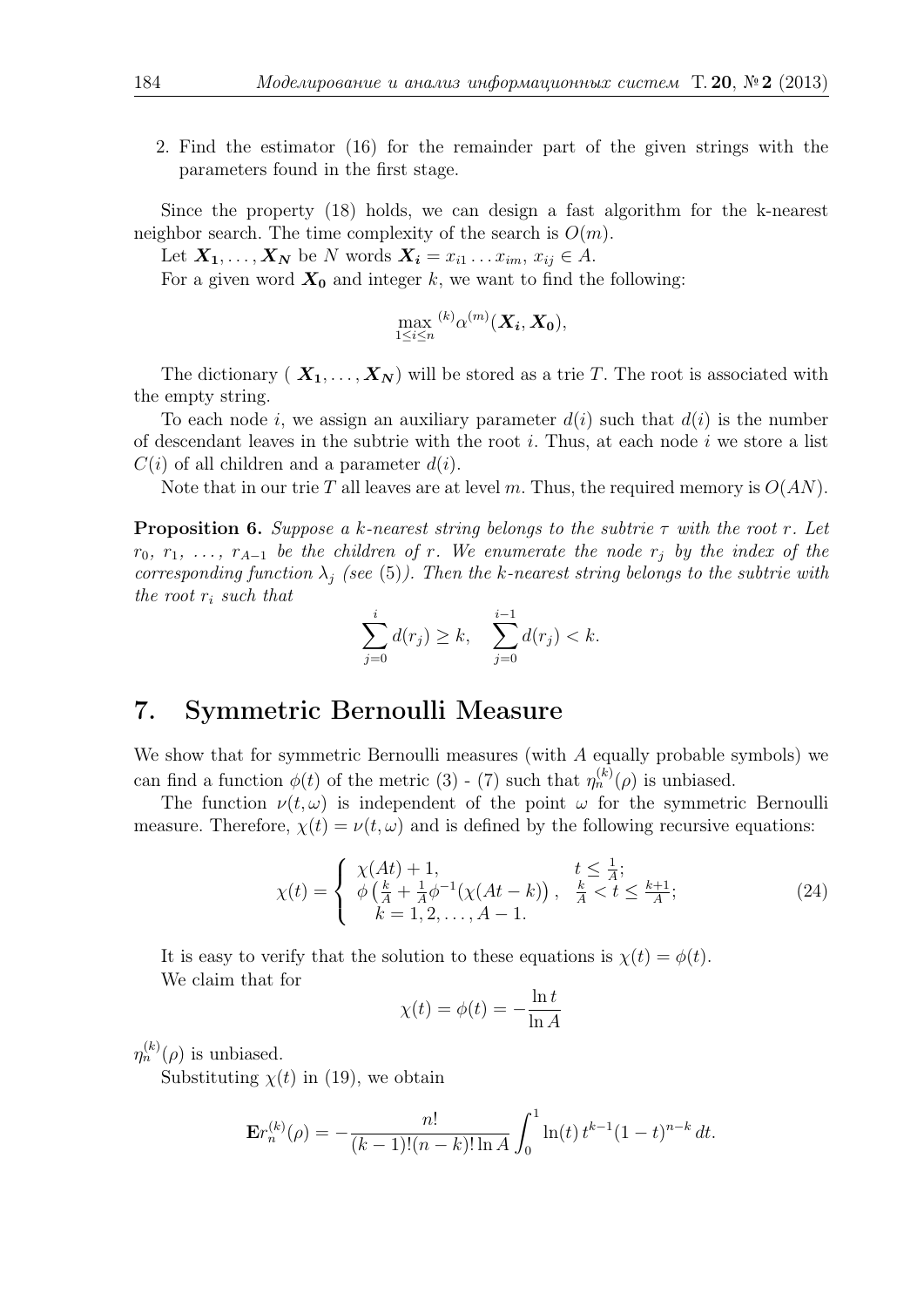2. Find the estimator (16) for the remainder part of the given strings with the parameters found in the first stage.

Since the property (18) holds, we can design a fast algorithm for the k-nearest neighbor search. The time complexity of the search is $O(m)$.

Let $\boldsymbol{X_1}, \dots, \boldsymbol{X_N}$ be $N$ words $\boldsymbol{X_i} = x_{i1} \dots x_{im}$, $x_{ij} \in A$.

For a given word $\boldsymbol{X_0}$ and integer $k$, we want to find the following:

$$\max_{1 \le i \le n} {}^{(k)}\alpha^{(m)}(\boldsymbol{X_i}, \boldsymbol{X_0}),$$

The dictionary ( $\boldsymbol{X_1}, \dots, \boldsymbol{X_N}$) will be stored as a trie $T$. The root is associated with the empty string.

To each node $i$, we assign an auxiliary parameter $d(i)$ such that $d(i)$ is the number of descendant leaves in the subtrie with the root $i$. Thus, at each node $i$ we store a list $C(i)$ of all children and a parameter $d(i)$.

Note that in our trie $T$ all leaves are at level $m$. Thus, the required memory is $O(AN)$.

**Proposition 6.** *Suppose a k-nearest string belongs to the subtrie $\tau$ with the root $r$. Let $r_0$, $r_1$, $\dots$, $r_{A-1}$ be the children of $r$. We enumerate the node $r_j$ by the index of the corresponding function $\lambda_j$ (see* (5)*). Then the k-nearest string belongs to the subtrie with the root $r_i$ such that*

$$\sum_{j=0}^{i} d(r_j) \ge k, \quad \sum_{j=0}^{i-1} d(r_j) < k.$$

## 7. Symmetric Bernoulli Measure

We show that for symmetric Bernoulli measures (with $A$ equally probable symbols) we can find a function $\phi(t)$ of the metric (3) - (7) such that $\eta_n^{(k)}(\rho)$ is unbiased.

The function $\nu(t, \omega)$ is independent of the point $\omega$ for the symmetric Bernoulli measure. Therefore, $\chi(t) = \nu(t, \omega)$ and is defined by the following recursive equations:

$$\chi(t) = \begin{cases} \chi(At) + 1, & t \le \frac{1}{A}; \\ \phi\left(\frac{k}{A} + \frac{1}{A}\phi^{-1}(\chi(At - k)\right), & \frac{k}{A} < t \le \frac{k+1}{A}; \\ \quad k = 1, 2, \dots, A-1. & \end{cases} \tag{24}$$

It is easy to verify that the solution to these equations is $\chi(t) = \phi(t)$.

We claim that for

$$\chi(t) = \phi(t) = -\frac{\ln t}{\ln A}$$

$\eta_n^{(k)}(\rho)$ is unbiased.

Substituting $\chi(t)$ in (19), we obtain

$$\mathbf{E} r_n^{(k)}(\rho) = -\frac{n!}{(k-1)!(n-k)! \ln A} \int_0^1 \ln(t)\, t^{k-1}(1-t)^{n-k}\, dt.$$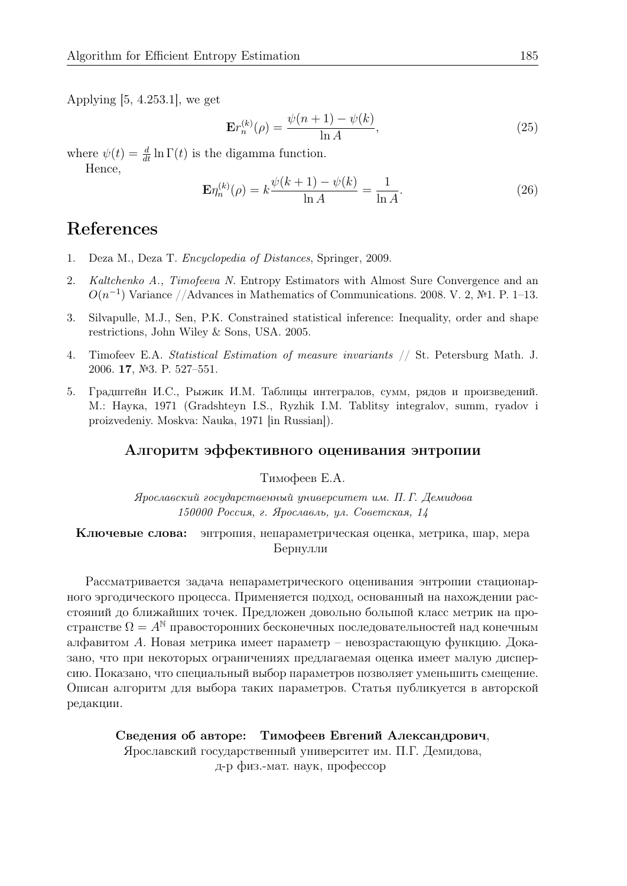Applying [5, 4.253.1], we get

$$\mathbf{E}r_n^{(k)}(\rho) = \frac{\psi(n+1) - \psi(k)}{\ln A}, \tag{25}$$

where $\psi(t) = \frac{d}{dt}\ln\Gamma(t)$ is the digamma function.

Hence,

$$\mathbf{E}\eta_n^{(k)}(\rho) = k\frac{\psi(k+1) - \psi(k)}{\ln A} = \frac{1}{\ln A}. \tag{26}$$

# References

1. Deza M., Deza T. *Encyclopedia of Distances*, Springer, 2009.
2. *Kaltchenko A., Timofeeva N.* Entropy Estimators with Almost Sure Convergence and an $O(n^{-1})$ Variance //Advances in Mathematics of Communications. 2008. V. 2, №1. P. 1–13.
3. Silvapulle, M.J., Sen, P.K. Constrained statistical inference: Inequality, order and shape restrictions, John Wiley & Sons, USA. 2005.
4. Timofeev E.A. *Statistical Estimation of measure invariants* // St. Petersburg Math. J. 2006. **17**, №3. P. 527–551.
5. Градштейн И.С., Рыжик И.М. Таблицы интегралов, сумм, рядов и произведений. М.: Наука, 1971 (Gradshteyn I.S., Ryzhik I.M. Tablitsy integralov, summ, ryadov i proizvedeniy. Moskva: Nauka, 1971 [in Russian]).

## Алгоритм эффективного оценивания энтропии

Тимофеев Е.А.

*Ярославский государственный университет им. П. Г. Демидова*
*150000 Россия, г. Ярославль, ул. Советская, 14*

**Ключевые слова:** энтропия, непараметрическая оценка, метрика, шар, мера Бернулли

Рассматривается задача непараметрического оценивания энтропии стационарного эргодического процесса. Применяется подход, основанный на нахождении расстояний до ближайших точек. Предложен довольно большой класс метрик на пространстве $\Omega = A^{\mathbb{N}}$ правосторонних бесконечных последовательностей над конечным алфавитом $A$. Новая метрика имеет параметр – невозрастающую функцию. Доказано, что при некоторых ограничениях предлагаемая оценка имеет малую дисперсию. Показано, что специальный выбор параметров позволяет уменьшить смещение. Описан алгоритм для выбора таких параметров. Статья публикуется в авторской редакции.

**Сведения об авторе:** **Тимофеев Евгений Александрович**,
Ярославский государственный университет им. П.Г. Демидова,
д-р физ.-мат. наук, профессор